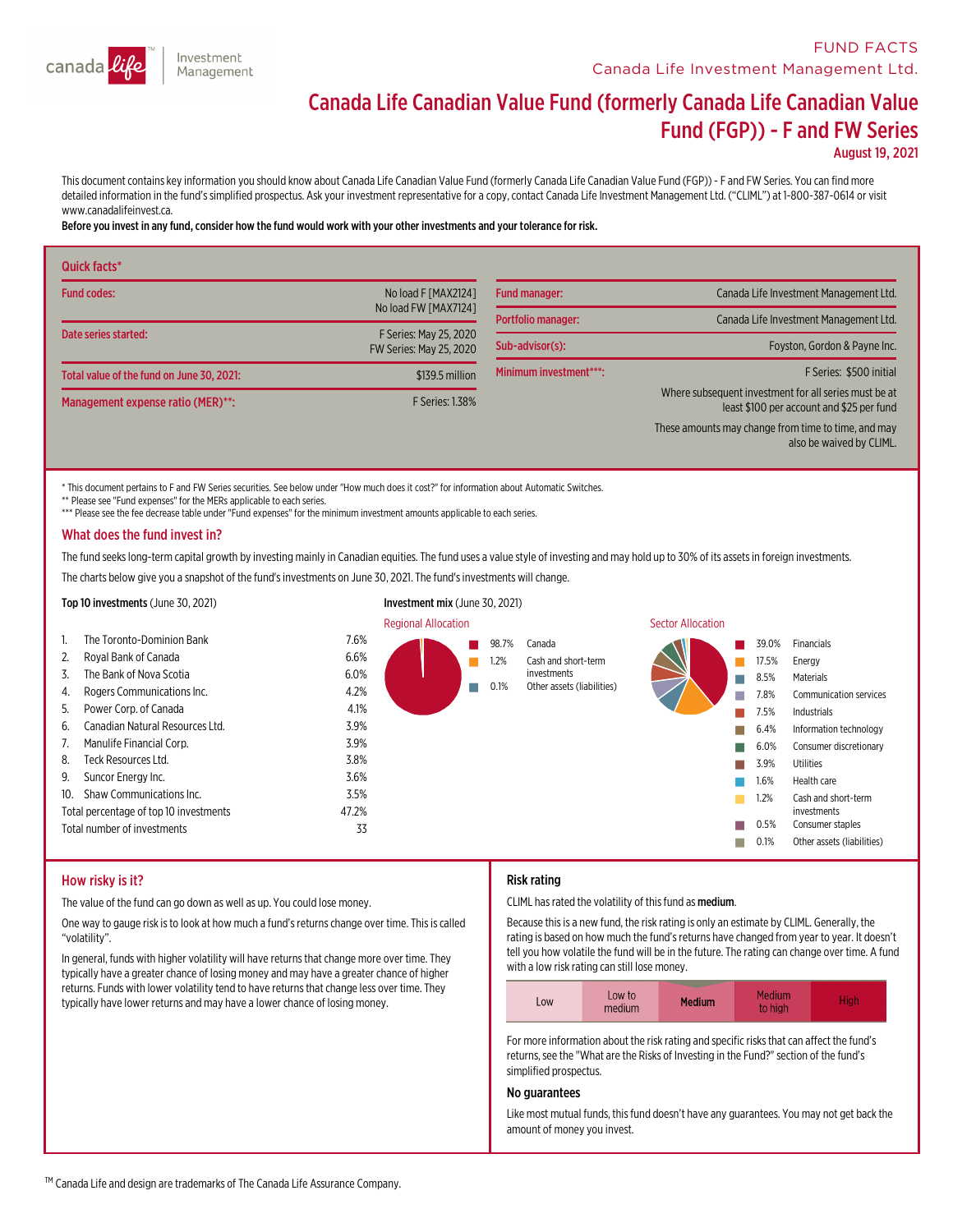FUND FACTS
Canada Life Investment Management Ltd.

# Canada Life Canadian Value Fund (formerly Canada Life Canadian Value Fund (FGP)) - F and FW Series

August 19, 2021

This document contains key information you should know about Canada Life Canadian Value Fund (formerly Canada Life Canadian Value Fund (FGP)) - F and FW Series. You can find more detailed information in the fund's simplified prospectus. Ask your investment representative for a copy, contact Canada Life Investment Management Ltd. ("CLIML") at 1-800-387-0614 or visit www.canadalifeinvest.ca.

**Before you invest in any fund, consider how the fund would work with your other investments and your tolerance for risk.**

## Quick facts*

| | |
|---|---|
| Fund codes: | No load F [MAX2124]<br>No load FW [MAX7124] |
| Date series started: | F Series: May 25, 2020<br>FW Series: May 25, 2020 |
| Total value of the fund on June 30, 2021: | $139.5 million |
| Management expense ratio (MER)**: | F Series: 1.38% |
| Fund manager: | Canada Life Investment Management Ltd. |
| Portfolio manager: | Canada Life Investment Management Ltd. |
| Sub-advisor(s): | Foyston, Gordon & Payne Inc. |
| Minimum investment***: | F Series: $500 initial<br>Where subsequent investment for all series must be at least $100 per account and $25 per fund<br>These amounts may change from time to time, and may also be waived by CLIML. |

\* This document pertains to F and FW Series securities. See below under "How much does it cost?" for information about Automatic Switches.

** Please see "Fund expenses" for the MERs applicable to each series.

*** Please see the fee decrease table under "Fund expenses" for the minimum investment amounts applicable to each series.

## What does the fund invest in?

The fund seeks long-term capital growth by investing mainly in Canadian equities. The fund uses a value style of investing and may hold up to 30% of its assets in foreign investments.

The charts below give you a snapshot of the fund's investments on June 30, 2021. The fund's investments will change.

**Top 10 investments** (June 30, 2021)

| | | |
|---|---|---|
| 1. | The Toronto-Dominion Bank | 7.6% |
| 2. | Royal Bank of Canada | 6.6% |
| 3. | The Bank of Nova Scotia | 6.0% |
| 4. | Rogers Communications Inc. | 4.2% |
| 5. | Power Corp. of Canada | 4.1% |
| 6. | Canadian Natural Resources Ltd. | 3.9% |
| 7. | Manulife Financial Corp. | 3.9% |
| 8. | Teck Resources Ltd. | 3.8% |
| 9. | Suncor Energy Inc. | 3.6% |
| 10. | Shaw Communications Inc. | 3.5% |
| | Total percentage of top 10 investments | 47.2% |
| | Total number of investments | 33 |

**Investment mix** (June 30, 2021)

Regional Allocation

| | |
|---|---|
| 98.7% | Canada |
| 1.2% | Cash and short-term investments |
| 0.1% | Other assets (liabilities) |

Sector Allocation

| | |
|---|---|
| 39.0% | Financials |
| 17.5% | Energy |
| 8.5% | Materials |
| 7.8% | Communication services |
| 7.5% | Industrials |
| 6.4% | Information technology |
| 6.0% | Consumer discretionary |
| 3.9% | Utilities |
| 1.6% | Health care |
| 1.2% | Cash and short-term investments |
| 0.5% | Consumer staples |
| 0.1% | Other assets (liabilities) |

## How risky is it?

The value of the fund can go down as well as up. You could lose money.

One way to gauge risk is to look at how much a fund's returns change over time. This is called "volatility".

In general, funds with higher volatility will have returns that change more over time. They typically have a greater chance of losing money and may have a greater chance of higher returns. Funds with lower volatility tend to have returns that change less over time. They typically have lower returns and may have a lower chance of losing money.

### Risk rating

CLIML has rated the volatility of this fund as **medium**.

Because this is a new fund, the risk rating is only an estimate by CLIML. Generally, the rating is based on how much the fund's returns have changed from year to year. It doesn't tell you how volatile the fund will be in the future. The rating can change over time. A fund with a low risk rating can still lose money.

| Low | Low to medium | **Medium** | Medium to high | High |
|---|---|---|---|---|

For more information about the risk rating and specific risks that can affect the fund's returns, see the "What are the Risks of Investing in the Fund?" section of the fund's simplified prospectus.

### No guarantees

Like most mutual funds, this fund doesn't have any guarantees. You may not get back the amount of money you invest.

™ Canada Life and design are trademarks of The Canada Life Assurance Company.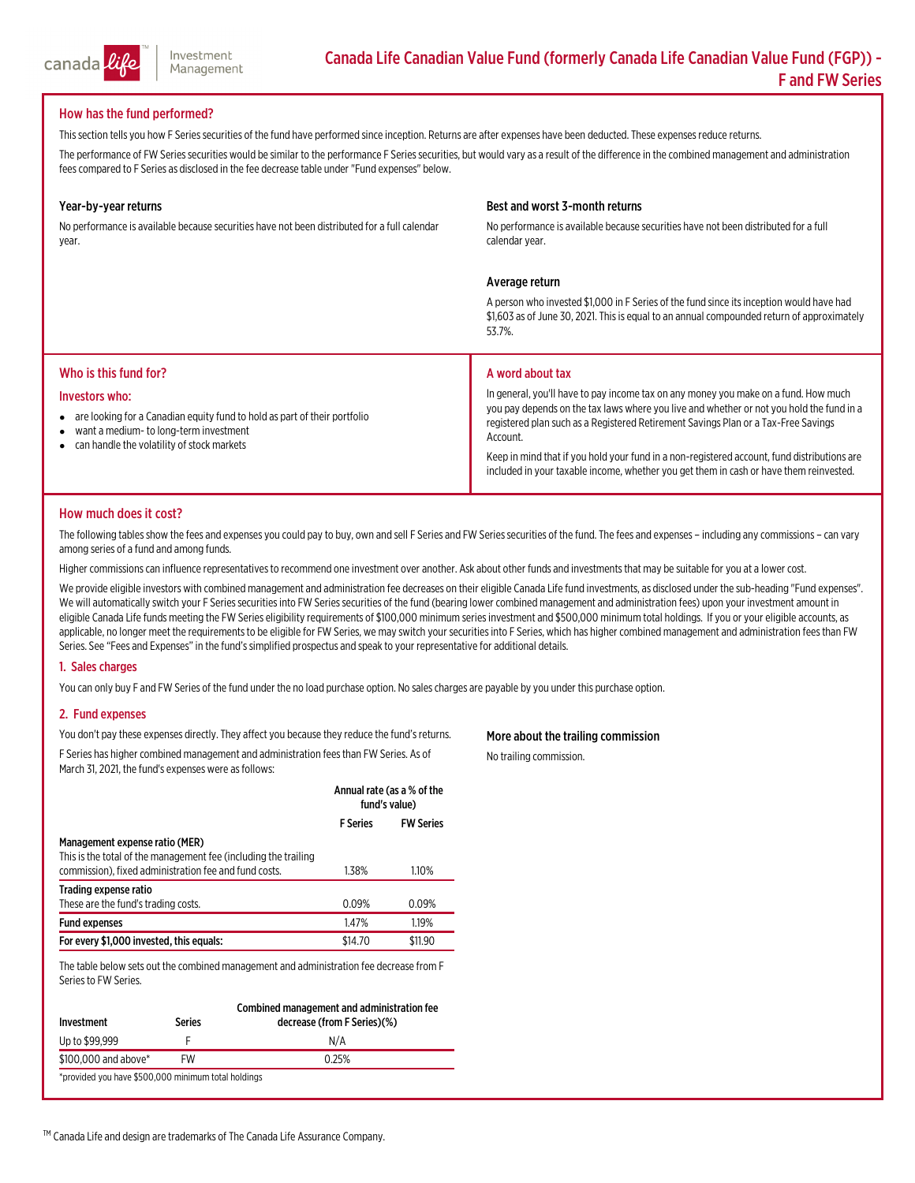# Canada Life Canadian Value Fund (formerly Canada Life Canadian Value Fund (FGP)) - F and FW Series

## How has the fund performed?

This section tells you how F Series securities of the fund have performed since inception. Returns are after expenses have been deducted. These expenses reduce returns.

The performance of FW Series securities would be similar to the performance F Series securities, but would vary as a result of the difference in the combined management and administration fees compared to F Series as disclosed in the fee decrease table under "Fund expenses" below.

### Year-by-year returns

No performance is available because securities have not been distributed for a full calendar year.

### Best and worst 3-month returns

No performance is available because securities have not been distributed for a full calendar year.

### Average return

A person who invested $1,000 in F Series of the fund since its inception would have had $1,603 as of June 30, 2021. This is equal to an annual compounded return of approximately 53.7%.

## Who is this fund for?

### Investors who:

- are looking for a Canadian equity fund to hold as part of their portfolio
- want a medium- to long-term investment
- can handle the volatility of stock markets

## A word about tax

In general, you'll have to pay income tax on any money you make on a fund. How much you pay depends on the tax laws where you live and whether or not you hold the fund in a registered plan such as a Registered Retirement Savings Plan or a Tax-Free Savings Account.

Keep in mind that if you hold your fund in a non-registered account, fund distributions are included in your taxable income, whether you get them in cash or have them reinvested.

## How much does it cost?

The following tables show the fees and expenses you could pay to buy, own and sell F Series and FW Series securities of the fund. The fees and expenses – including any commissions – can vary among series of a fund and among funds.

Higher commissions can influence representatives to recommend one investment over another. Ask about other funds and investments that may be suitable for you at a lower cost.

We provide eligible investors with combined management and administration fee decreases on their eligible Canada Life fund investments, as disclosed under the sub-heading "Fund expenses". We will automatically switch your F Series securities into FW Series securities of the fund (bearing lower combined management and administration fees) upon your investment amount in eligible Canada Life funds meeting the FW Series eligibility requirements of $100,000 minimum series investment and $500,000 minimum total holdings. If you or your eligible accounts, as applicable, no longer meet the requirements to be eligible for FW Series, we may switch your securities into F Series, which has higher combined management and administration fees than FW Series. See "Fees and Expenses" in the fund's simplified prospectus and speak to your representative for additional details.

### 1. Sales charges

You can only buy F and FW Series of the fund under the no load purchase option. No sales charges are payable by you under this purchase option.

### 2. Fund expenses

You don't pay these expenses directly. They affect you because they reduce the fund's returns.

F Series has higher combined management and administration fees than FW Series. As of March 31, 2021, the fund's expenses were as follows:

| | Annual rate (as a % of the fund's value) | |
|---|---|---|
| | **F Series** | **FW Series** |
| **Management expense ratio (MER)**<br>This is the total of the management fee (including the trailing commission), fixed administration fee and fund costs. | 1.38% | 1.10% |
| **Trading expense ratio**<br>These are the fund's trading costs. | 0.09% | 0.09% |
| **Fund expenses** | 1.47% | 1.19% |
| **For every $1,000 invested, this equals:** | $14.70 | $11.90 |

The table below sets out the combined management and administration fee decrease from F Series to FW Series.

| Investment | Series | Combined management and administration fee decrease (from F Series)(%) |
|---|---|---|
| Up to $99,999 | F | N/A |
| $100,000 and above* | FW | 0.25% |

*provided you have $500,000 minimum total holdings

#### More about the trailing commission

No trailing commission.

TM Canada Life and design are trademarks of The Canada Life Assurance Company.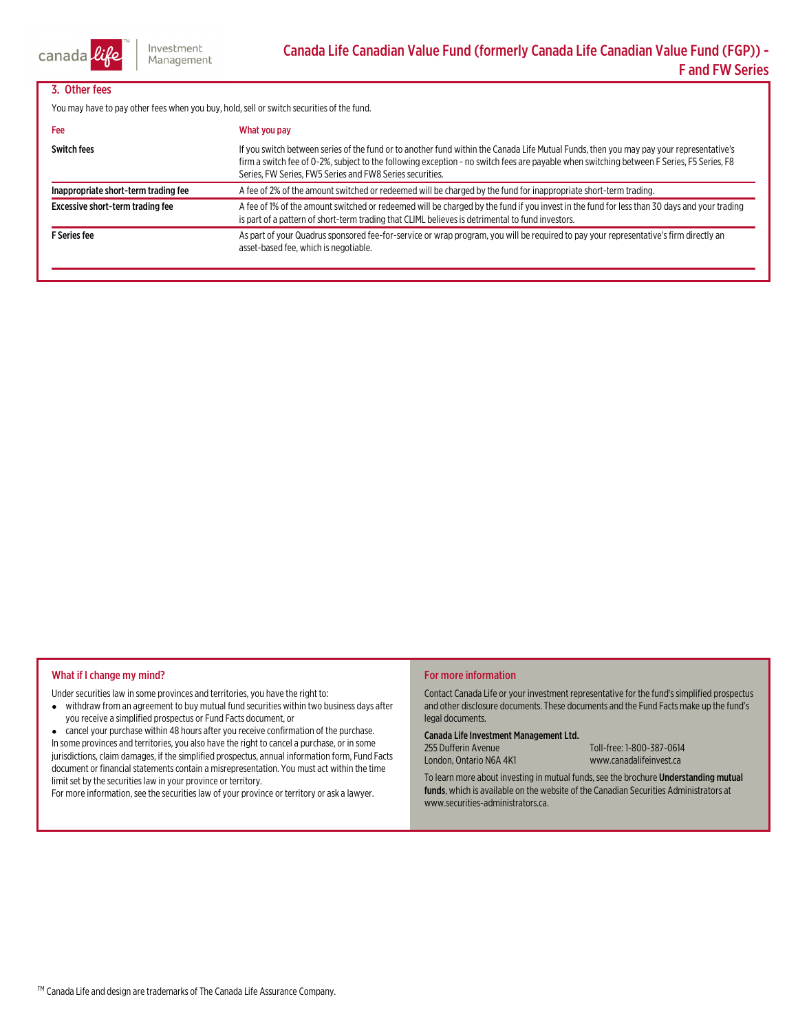## 3. Other fees

You may have to pay other fees when you buy, hold, sell or switch securities of the fund.

| Fee | What you pay |
|---|---|
| Switch fees | If you switch between series of the fund or to another fund within the Canada Life Mutual Funds, then you may pay your representative's firm a switch fee of 0-2%, subject to the following exception - no switch fees are payable when switching between F Series, F5 Series, F8 Series, FW Series, FW5 Series and FW8 Series securities. |
| Inappropriate short-term trading fee | A fee of 2% of the amount switched or redeemed will be charged by the fund for inappropriate short-term trading. |
| Excessive short-term trading fee | A fee of 1% of the amount switched or redeemed will be charged by the fund if you invest in the fund for less than 30 days and your trading is part of a pattern of short-term trading that CLIML believes is detrimental to fund investors. |
| F Series fee | As part of your Quadrus sponsored fee-for-service or wrap program, you will be required to pay your representative's firm directly an asset-based fee, which is negotiable. |

## What if I change my mind?

Under securities law in some provinces and territories, you have the right to:

- withdraw from an agreement to buy mutual fund securities within two business days after you receive a simplified prospectus or Fund Facts document, or
- cancel your purchase within 48 hours after you receive confirmation of the purchase.

In some provinces and territories, you also have the right to cancel a purchase, or in some jurisdictions, claim damages, if the simplified prospectus, annual information form, Fund Facts document or financial statements contain a misrepresentation. You must act within the time limit set by the securities law in your province or territory.

For more information, see the securities law of your province or territory or ask a lawyer.

## For more information

Contact Canada Life or your investment representative for the fund's simplified prospectus and other disclosure documents. These documents and the Fund Facts make up the fund's legal documents.

**Canada Life Investment Management Ltd.**
255 Dufferin Avenue
London, Ontario N6A 4K1

Toll-free: 1-800-387-0614
www.canadalifeinvest.ca

To learn more about investing in mutual funds, see the brochure **Understanding mutual funds**, which is available on the website of the Canadian Securities Administrators at www.securities-administrators.ca.

TM Canada Life and design are trademarks of The Canada Life Assurance Company.